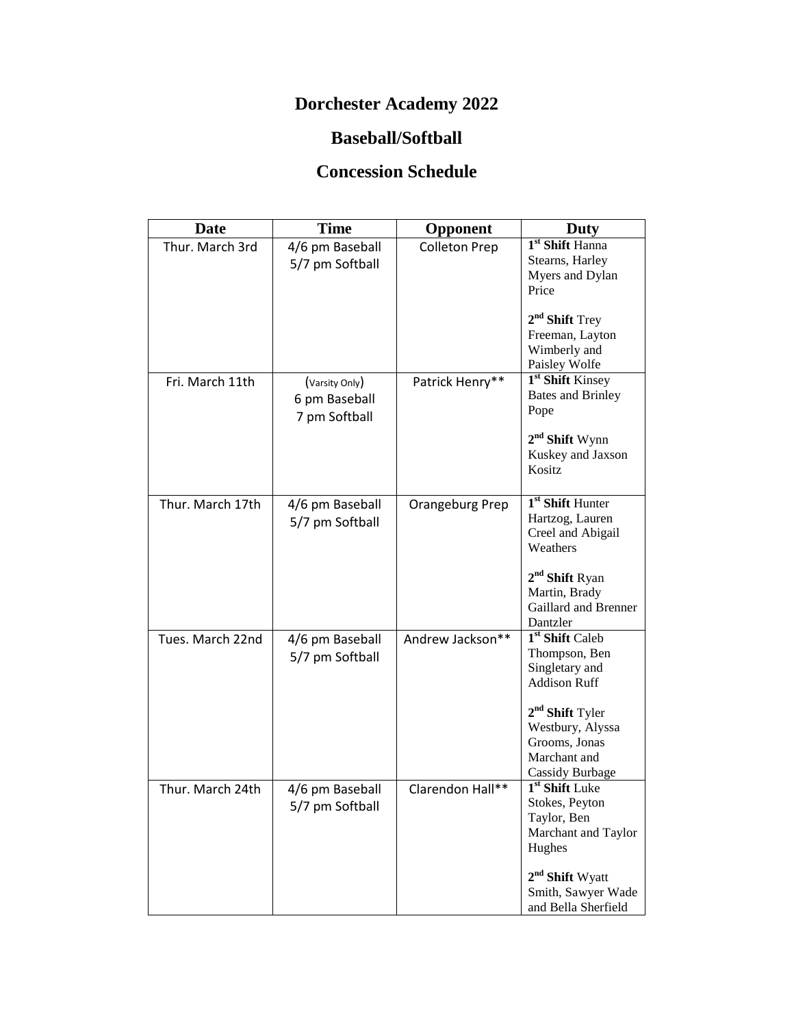# Dorchester Academy 2022

## Baseball/Softball

## Concession Schedule

| Date | Time | Opponent | Duty |
|---|---|---|---|
| Thur. March 3rd | 4/6 pm Baseball<br>5/7 pm Softball | Colleton Prep | **1st Shift** Hanna Stearns, Harley Myers and Dylan Price<br><br>**2nd Shift** Trey Freeman, Layton Wimberly and Paisley Wolfe |
| Fri. March 11th | (Varsity Only)<br>6 pm Baseball<br>7 pm Softball | Patrick Henry** | **1st Shift** Kinsey Bates and Brinley Pope<br><br>**2nd Shift** Wynn Kuskey and Jaxson Kositz |
| Thur. March 17th | 4/6 pm Baseball<br>5/7 pm Softball | Orangeburg Prep | **1st Shift** Hunter Hartzog, Lauren Creel and Abigail Weathers<br><br>**2nd Shift** Ryan Martin, Brady Gaillard and Brenner Dantzler |
| Tues. March 22nd | 4/6 pm Baseball<br>5/7 pm Softball | Andrew Jackson** | **1st Shift** Caleb Thompson, Ben Singletary and Addison Ruff<br><br>**2nd Shift** Tyler Westbury, Alyssa Grooms, Jonas Marchant and Cassidy Burbage |
| Thur. March 24th | 4/6 pm Baseball<br>5/7 pm Softball | Clarendon Hall** | **1st Shift** Luke Stokes, Peyton Taylor, Ben Marchant and Taylor Hughes<br><br>**2nd Shift** Wyatt Smith, Sawyer Wade and Bella Sherfield |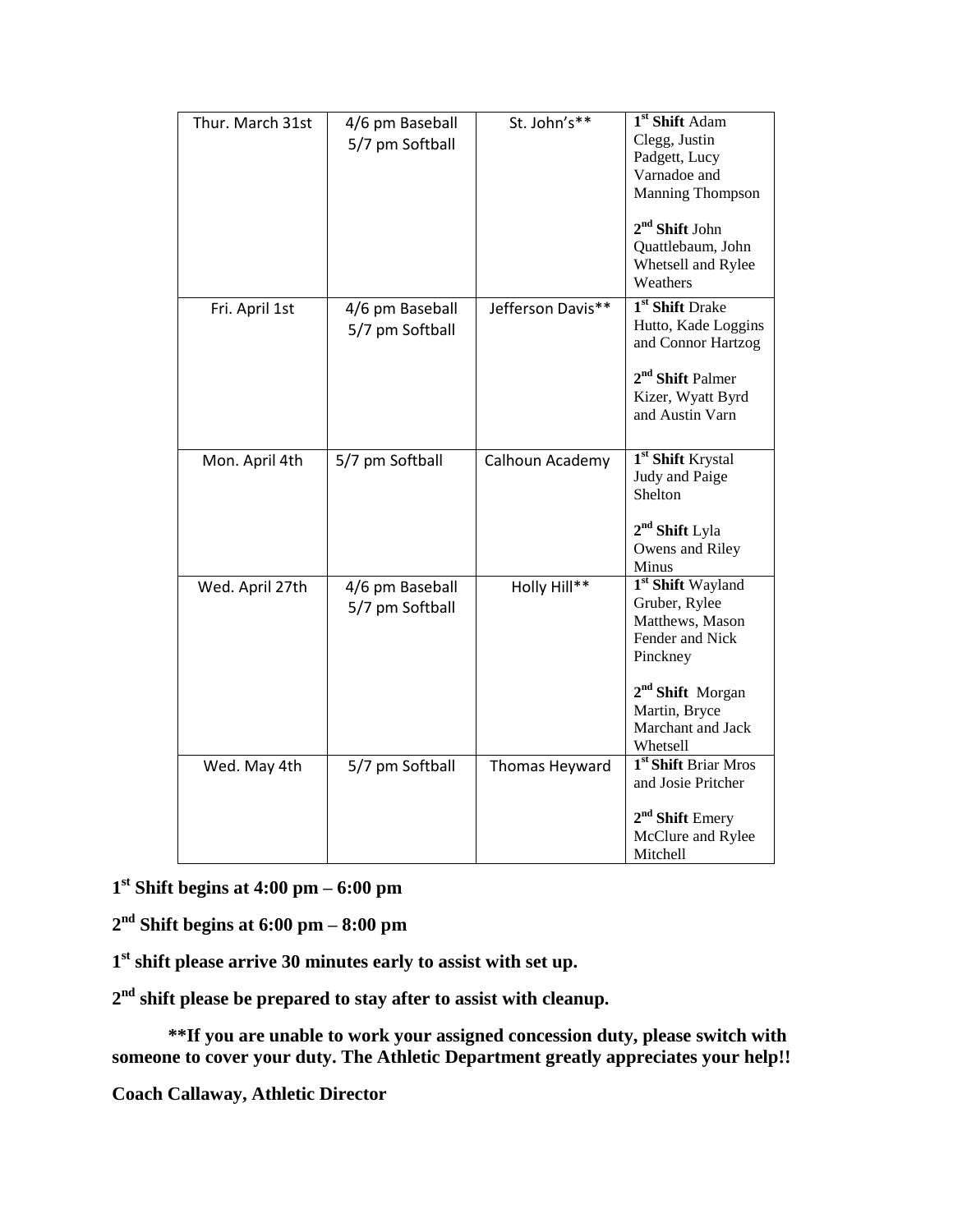| | | | |
|---|---|---|---|
| Thur. March 31st | 4/6 pm Baseball 5/7 pm Softball | St. John's** | **1st Shift** Adam Clegg, Justin Padgett, Lucy Varnadoe and Manning Thompson<br><br>**2nd Shift** John Quattlebaum, John Whetsell and Rylee Weathers |
| Fri. April 1st | 4/6 pm Baseball 5/7 pm Softball | Jefferson Davis** | **1st Shift** Drake Hutto, Kade Loggins and Connor Hartzog<br><br>**2nd Shift** Palmer Kizer, Wyatt Byrd and Austin Varn |
| Mon. April 4th | 5/7 pm Softball | Calhoun Academy | **1st Shift** Krystal Judy and Paige Shelton<br><br>**2nd Shift** Lyla Owens and Riley Minus |
| Wed. April 27th | 4/6 pm Baseball 5/7 pm Softball | Holly Hill** | **1st Shift** Wayland Gruber, Rylee Matthews, Mason Fender and Nick Pinckney<br><br>**2nd Shift** Morgan Martin, Bryce Marchant and Jack Whetsell |
| Wed. May 4th | 5/7 pm Softball | Thomas Heyward | **1st Shift** Briar Mros and Josie Pritcher<br><br>**2nd Shift** Emery McClure and Rylee Mitchell |

**1st Shift begins at 4:00 pm – 6:00 pm**

**2nd Shift begins at 6:00 pm – 8:00 pm**

**1st shift please arrive 30 minutes early to assist with set up.**

**2nd shift please be prepared to stay after to assist with cleanup.**

**\*\*If you are unable to work your assigned concession duty, please switch with someone to cover your duty. The Athletic Department greatly appreciates your help!!**

**Coach Callaway, Athletic Director**